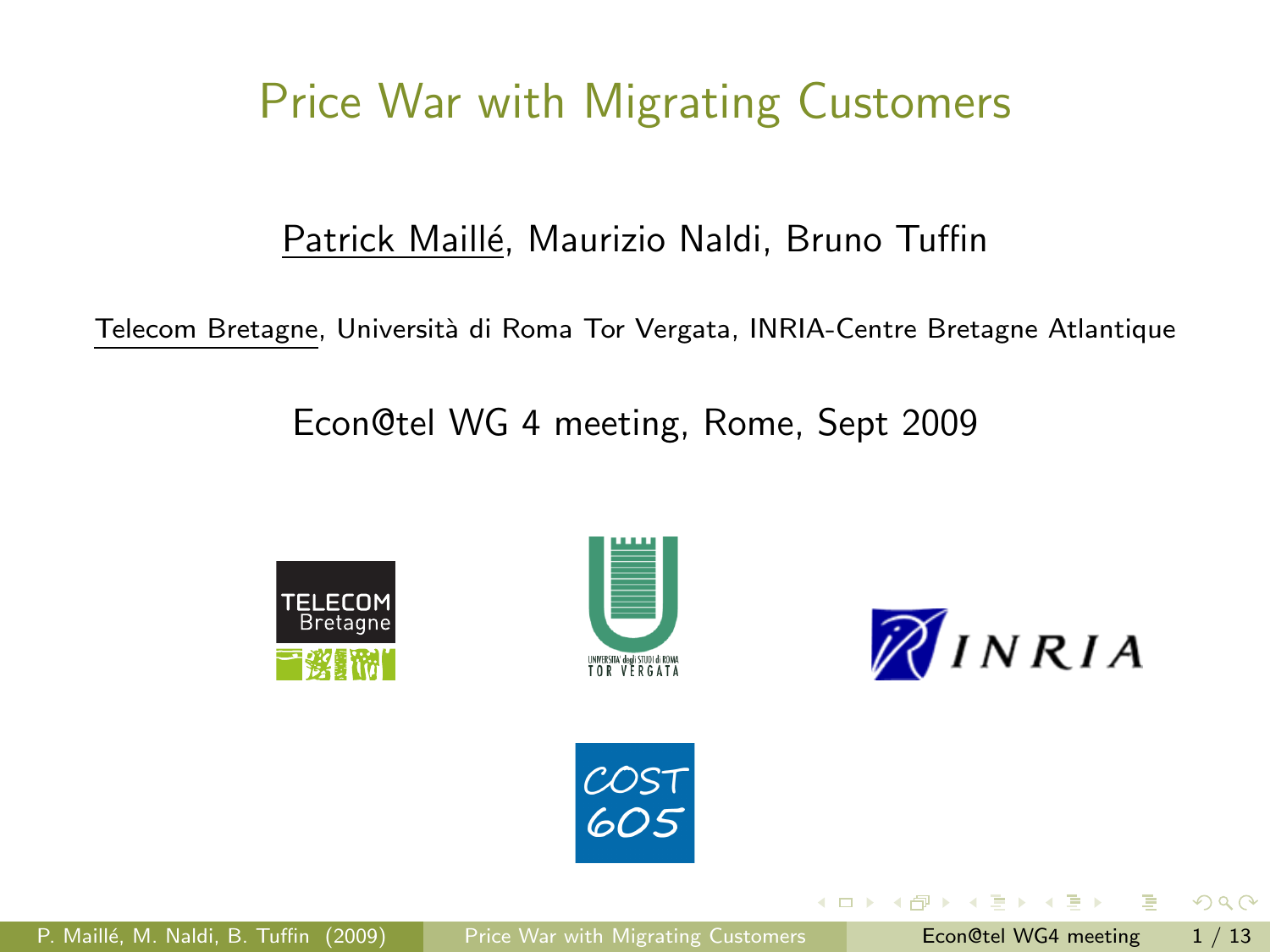# Price War with Migrating Customers

Patrick Maillé, Maurizio Naldi, Bruno Tuffin

Telecom Bretagne, Università di Roma Tor Vergata, INRIA-Centre Bretagne Atlantique

Econ@tel WG 4 meeting, Rome, Sept 2009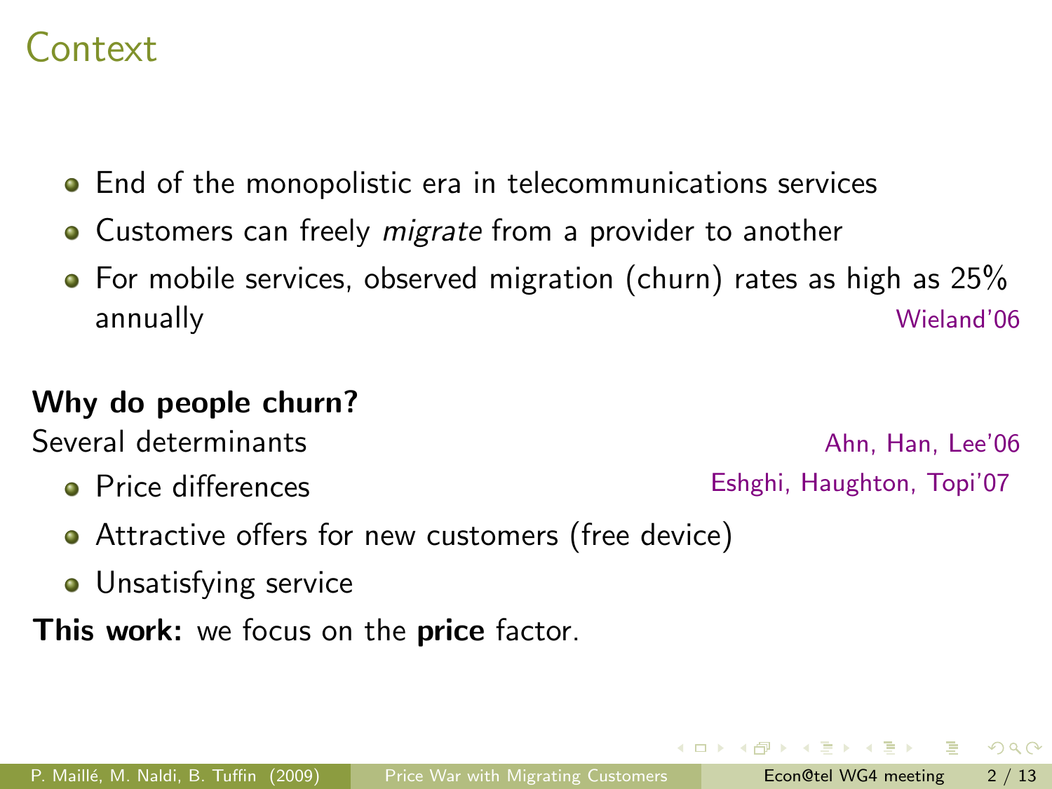# Context

- End of the monopolistic era in telecommunications services
- Customers can freely *migrate* from a provider to another
- For mobile services, observed migration (churn) rates as high as 25% annually Wieland'06

**Why do people churn?**

Several determinants Ahn, Han, Lee'06

- Price differences Eshghi, Haughton, Topi'07
- Attractive offers for new customers (free device)
- Unsatisfying service

**This work:** we focus on the **price** factor.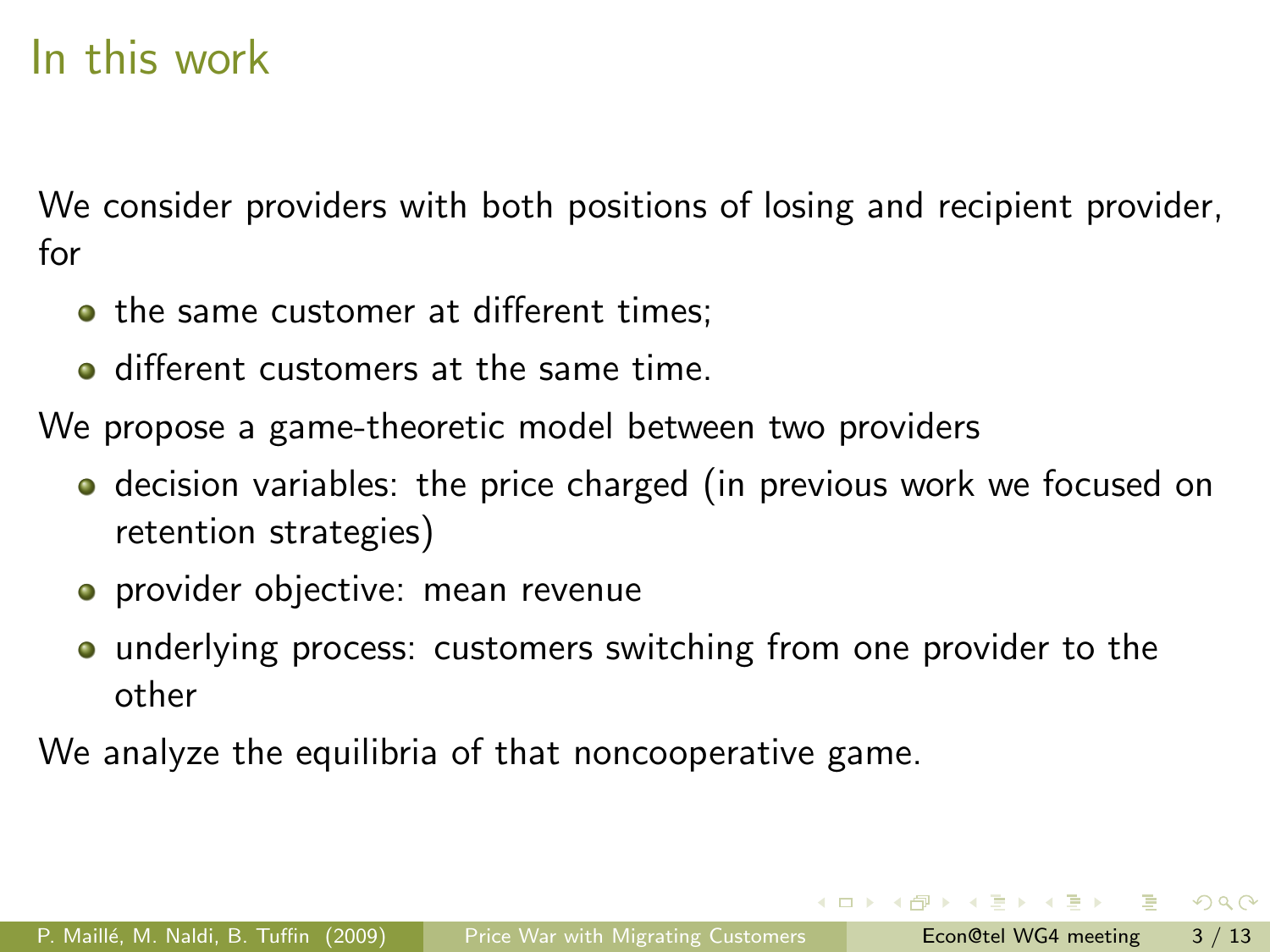# In this work

We consider providers with both positions of losing and recipient provider, for

- the same customer at different times;
- different customers at the same time.

We propose a game-theoretic model between two providers

- decision variables: the price charged (in previous work we focused on retention strategies)
- provider objective: mean revenue
- underlying process: customers switching from one provider to the other

We analyze the equilibria of that noncooperative game.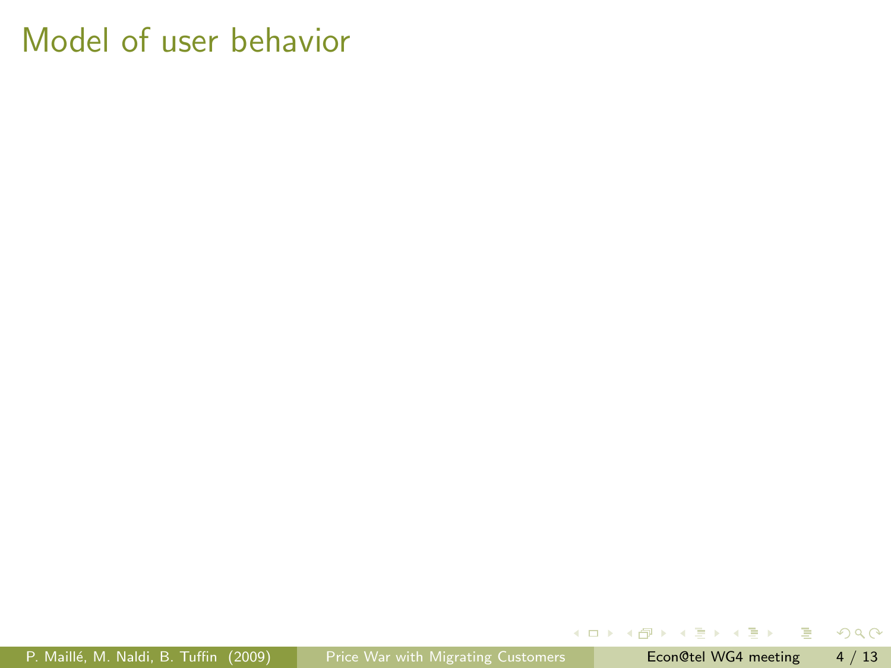# Model of user behavior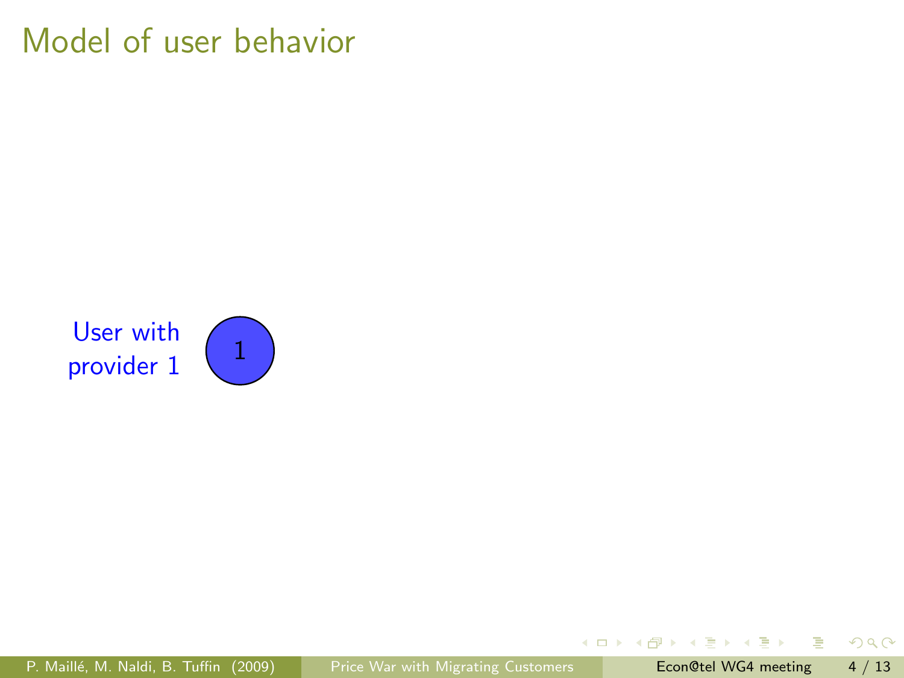# Model of user behavior

User with provider 1

1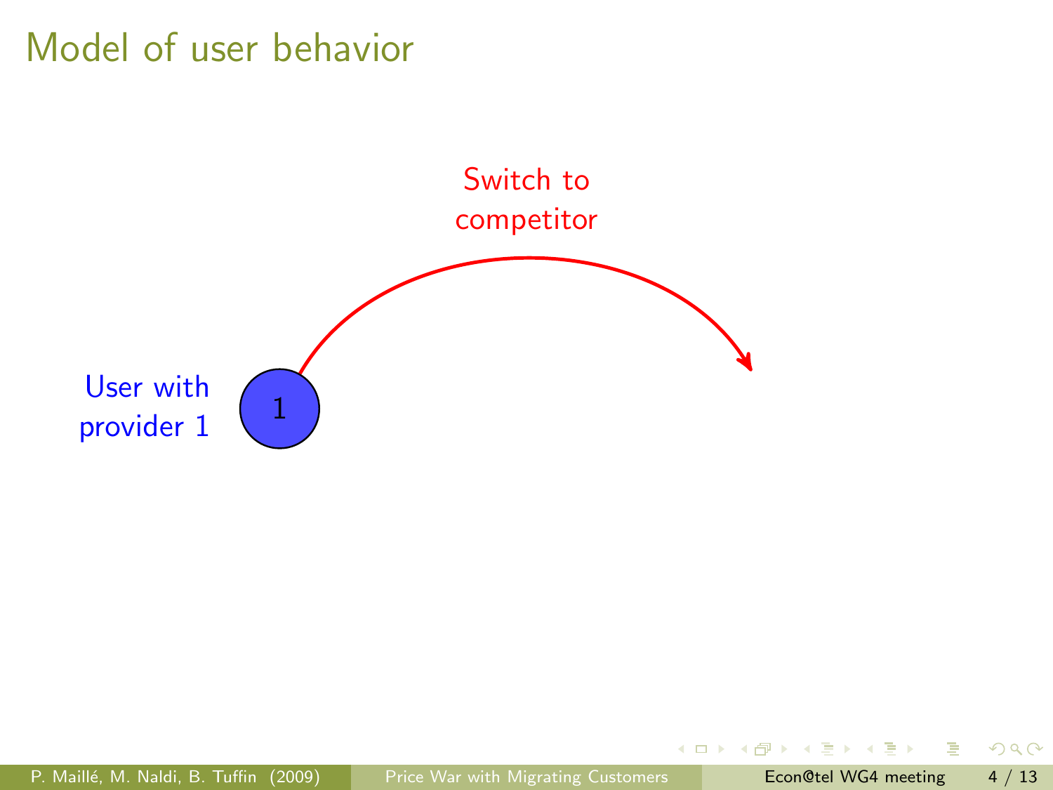# Model of user behavior

User with provider 1

1

Switch to competitor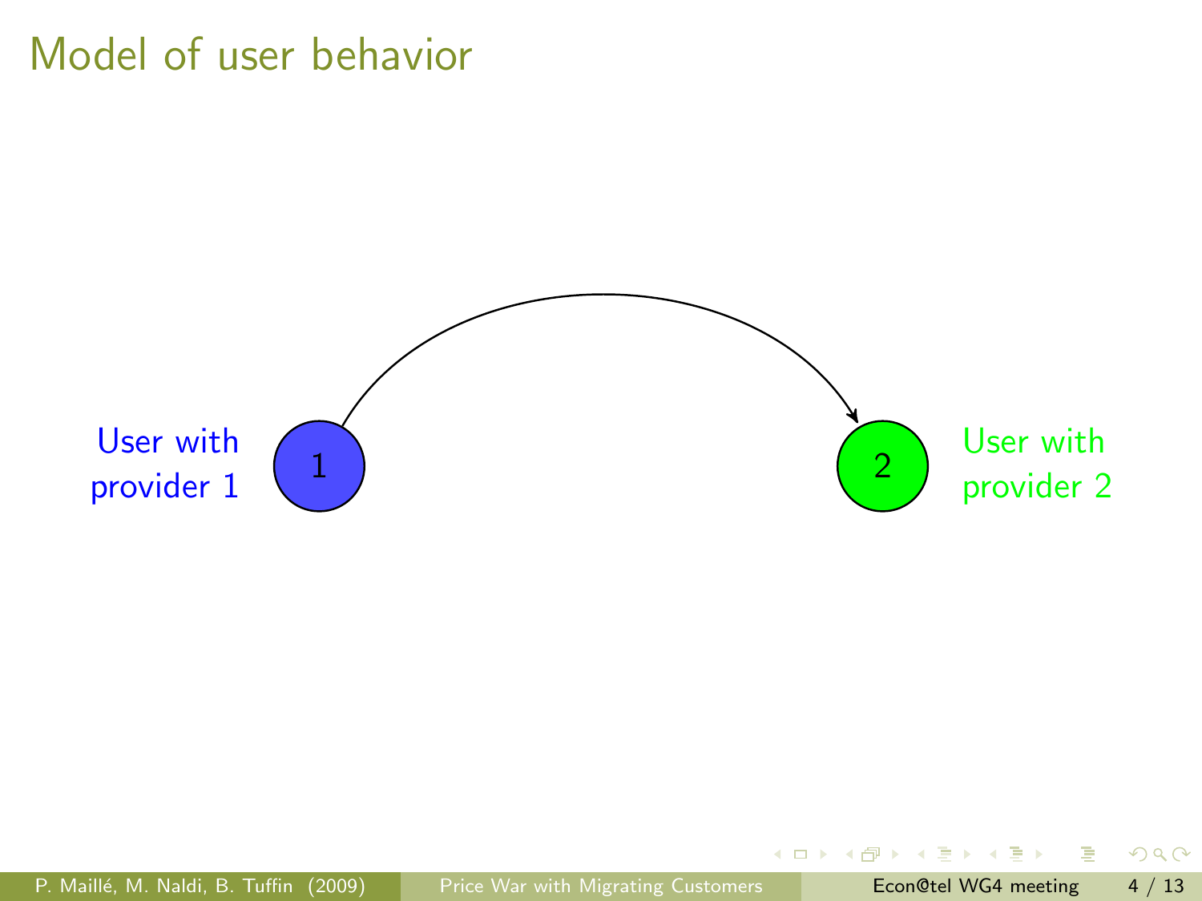# Model of user behavior

User with provider 1

1

2

User with provider 2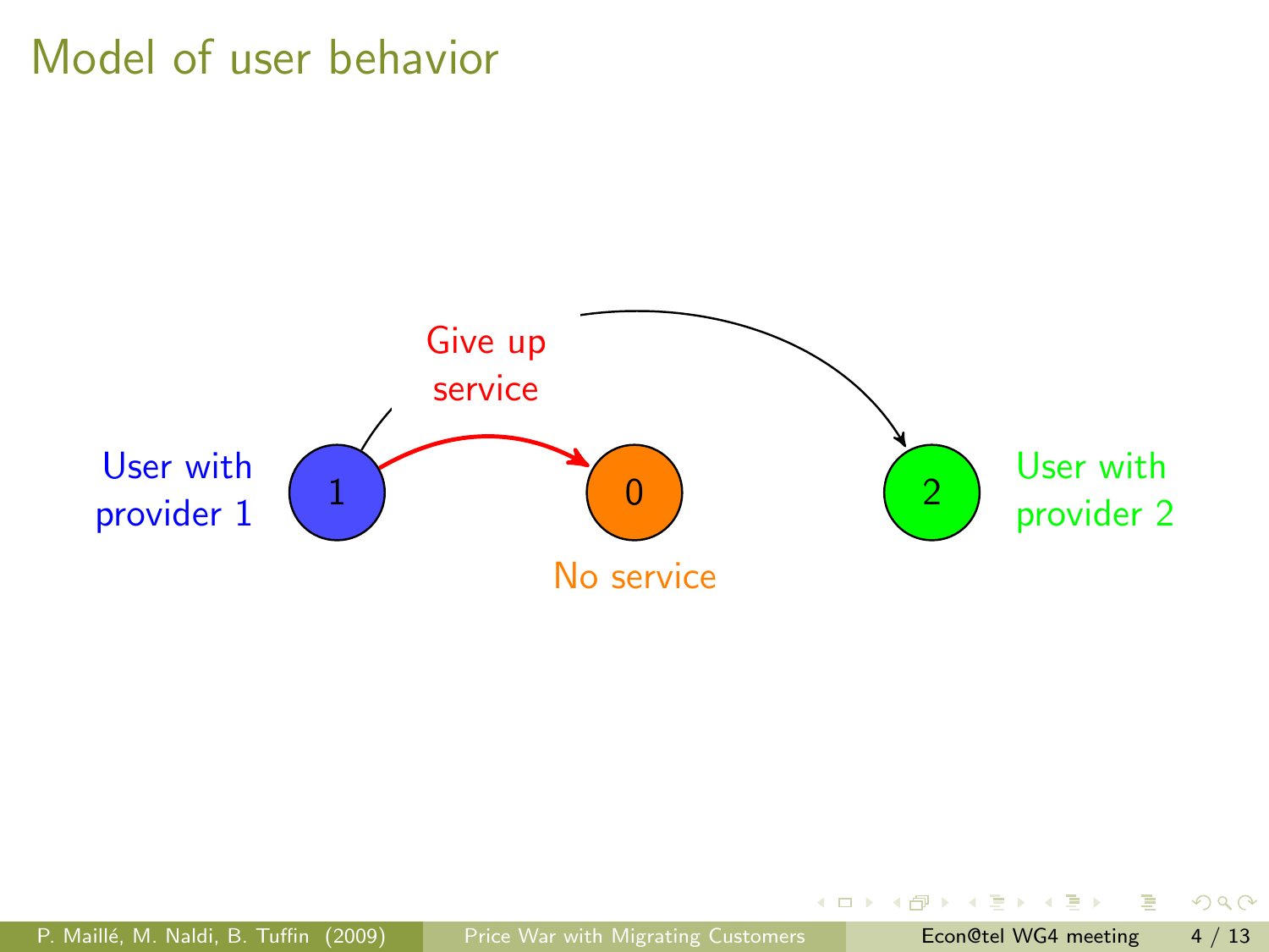# Model of user behavior

User with provider 1

1

Give up service

0

No service

2

User with provider 2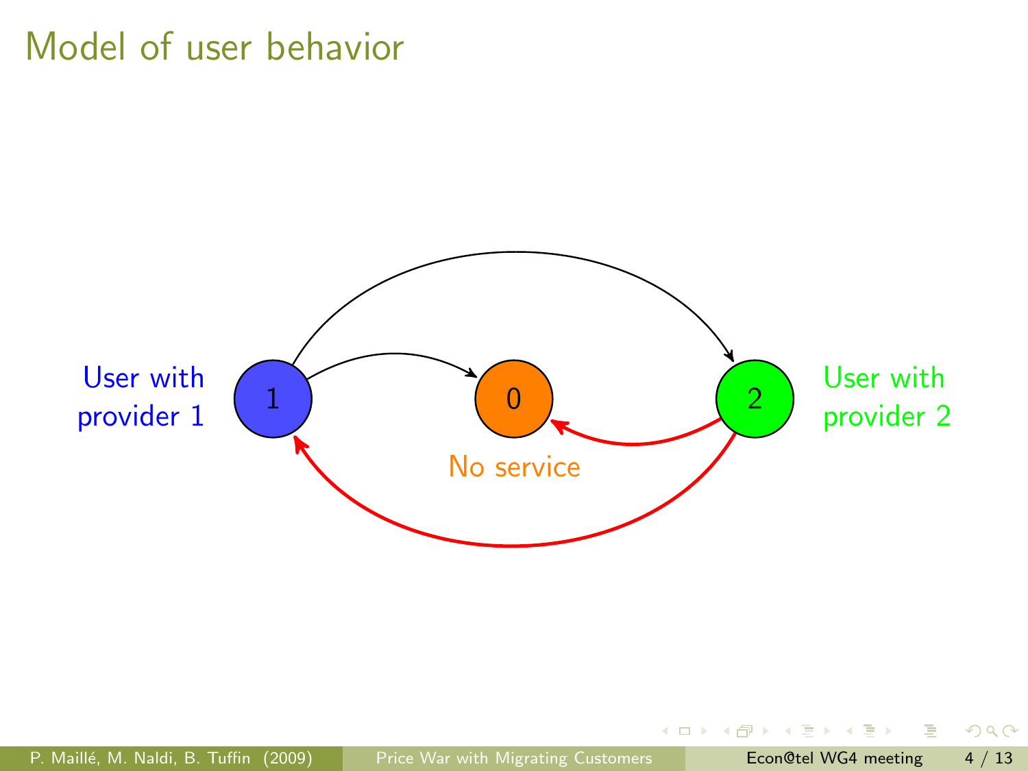# Model of user behavior

User with provider 1

1

0

No service

2

User with provider 2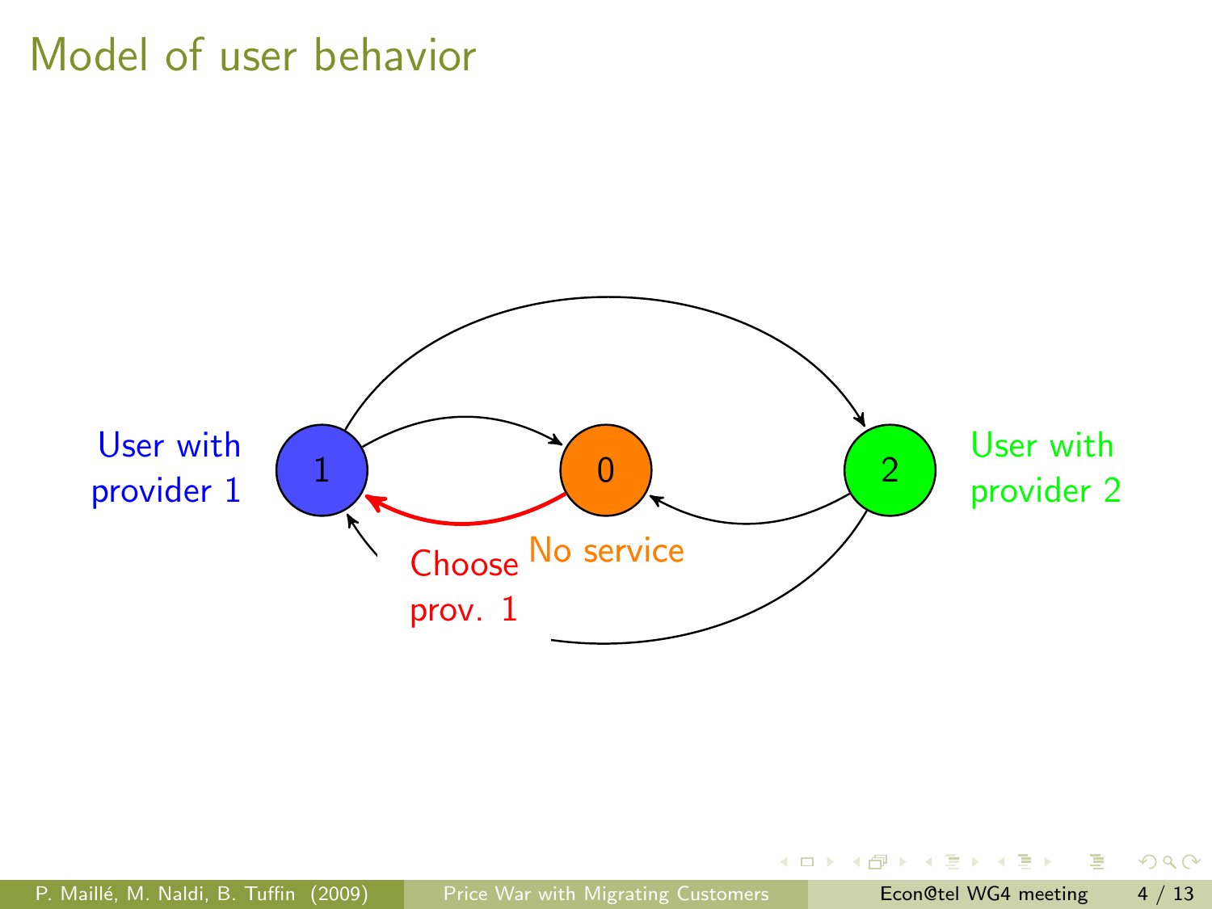# Model of user behavior

User with provider 1

1

0

2

User with provider 2

Choose prov. 1

No service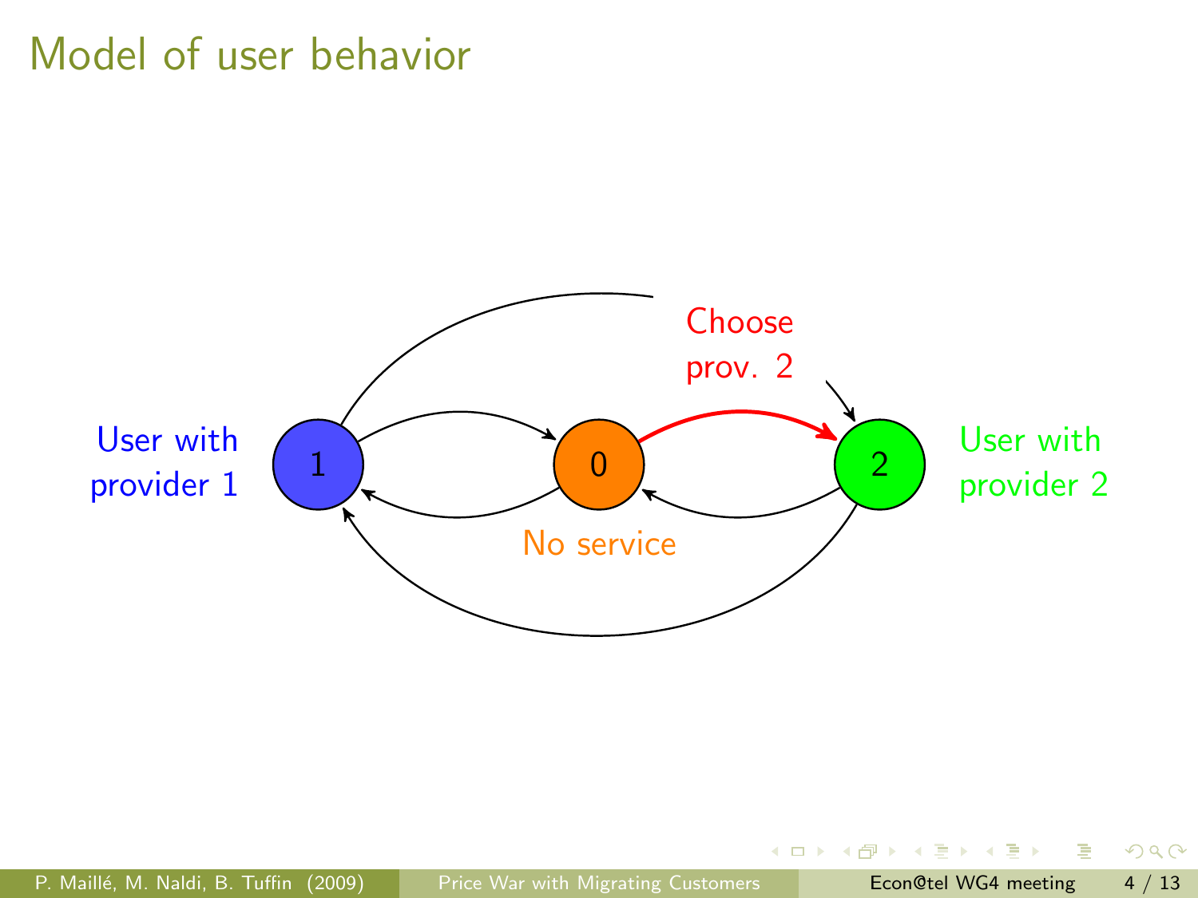# Model of user behavior

User with provider 1

1

0

No service

Choose prov. 2

2

User with provider 2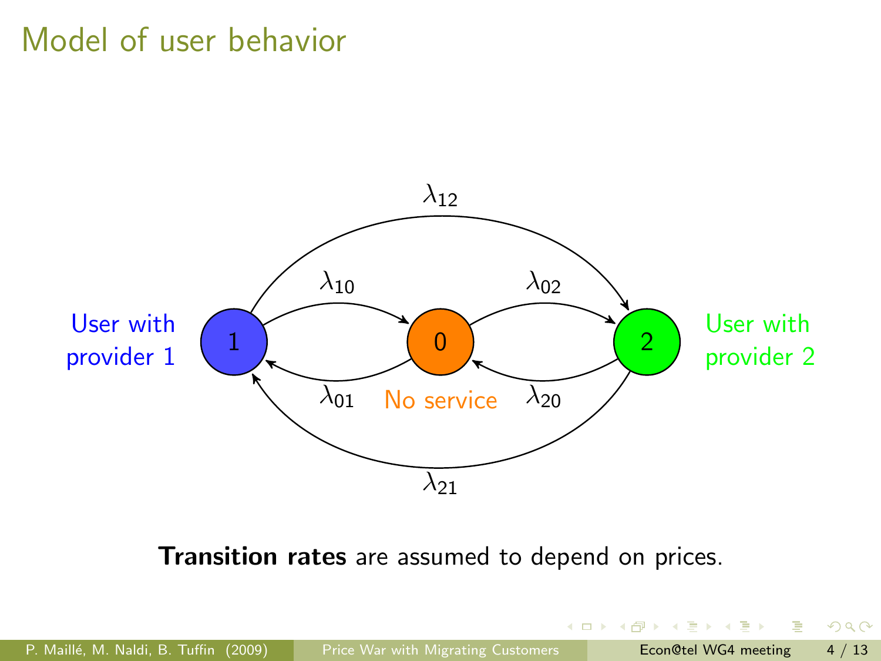# Model of user behavior

User with provider 1

No service

User with provider 2

$\lambda_{12}$, $\lambda_{10}$, $\lambda_{02}$, $\lambda_{01}$, $\lambda_{20}$, $\lambda_{21}$

**Transition rates** are assumed to depend on prices.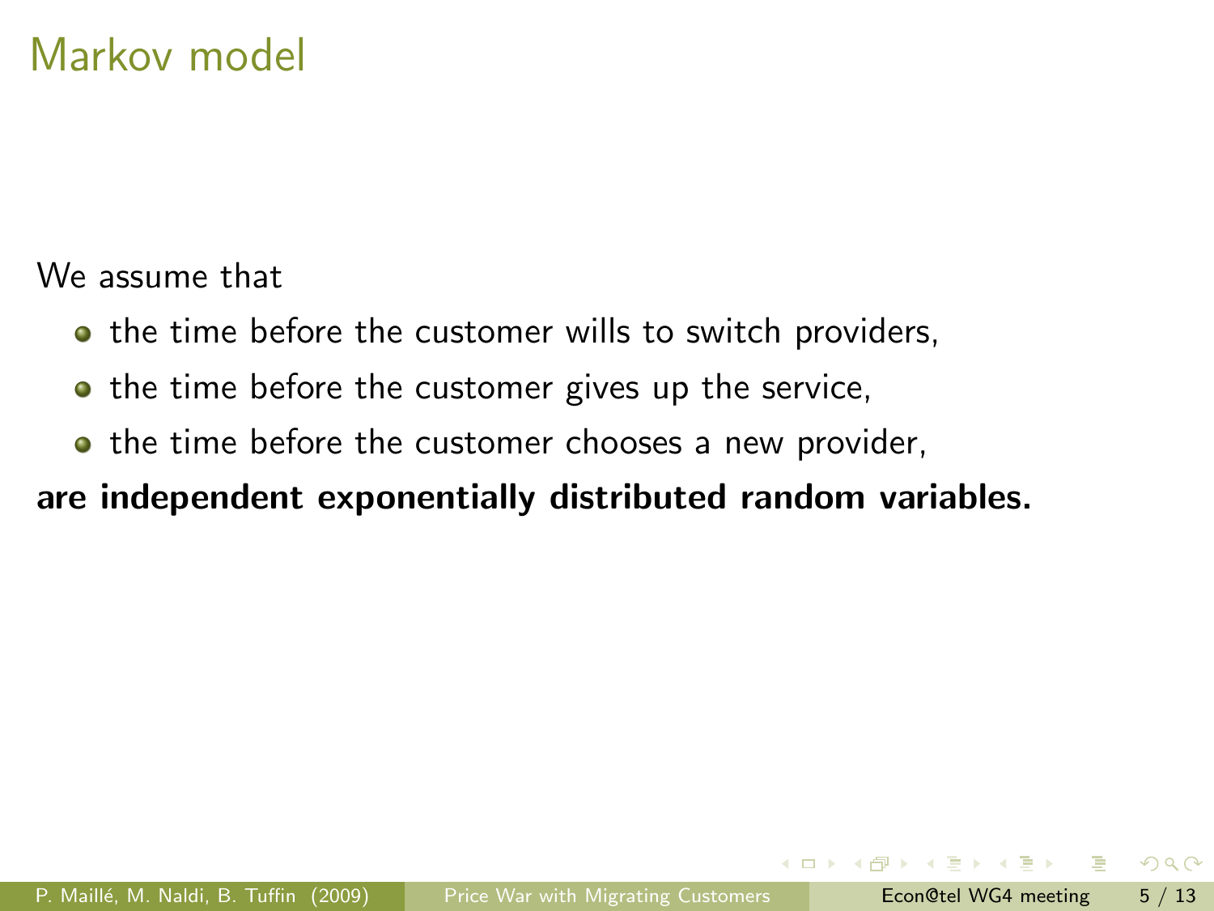# Markov model

We assume that

- the time before the customer wills to switch providers,
- the time before the customer gives up the service,
- the time before the customer chooses a new provider,

**are independent exponentially distributed random variables.**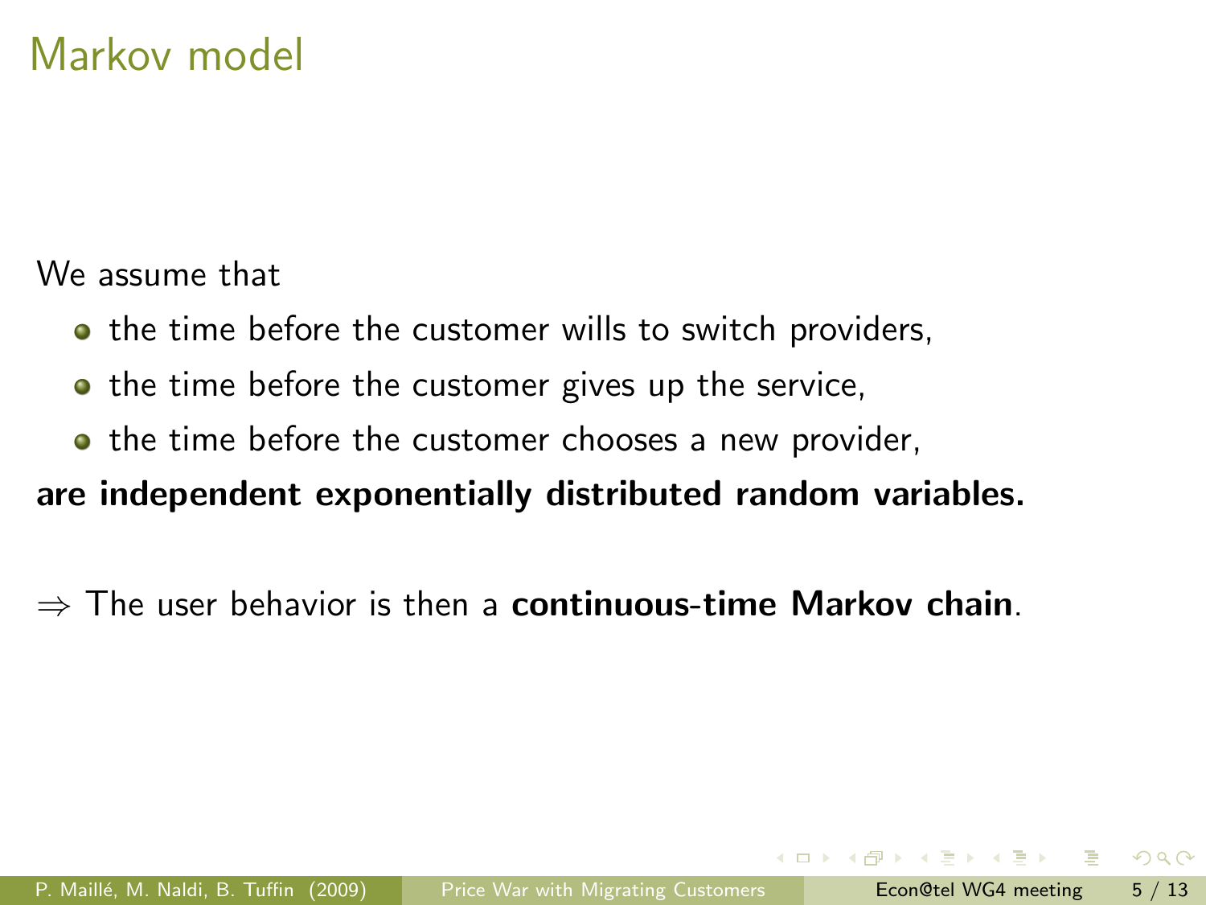# Markov model

We assume that

- the time before the customer wills to switch providers,
- the time before the customer gives up the service,
- the time before the customer chooses a new provider,

**are independent exponentially distributed random variables.**

$\Rightarrow$ The user behavior is then a **continuous-time Markov chain**.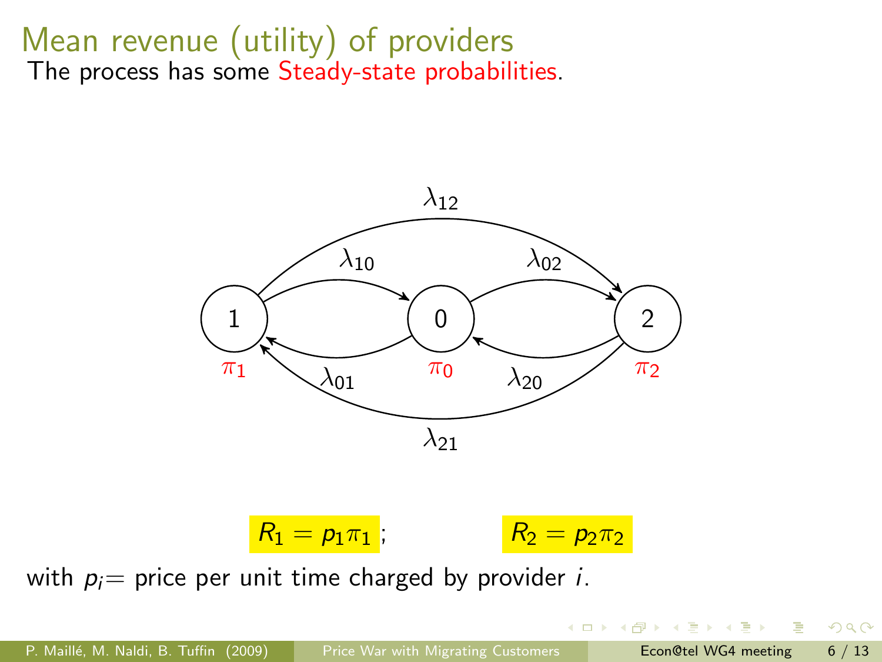# Mean revenue (utility) of providers

The process has some Steady-state probabilities.

$$R_1 = p_1\pi_1 ; \qquad R_2 = p_2\pi_2$$

with $p_i$= price per unit time charged by provider $i$.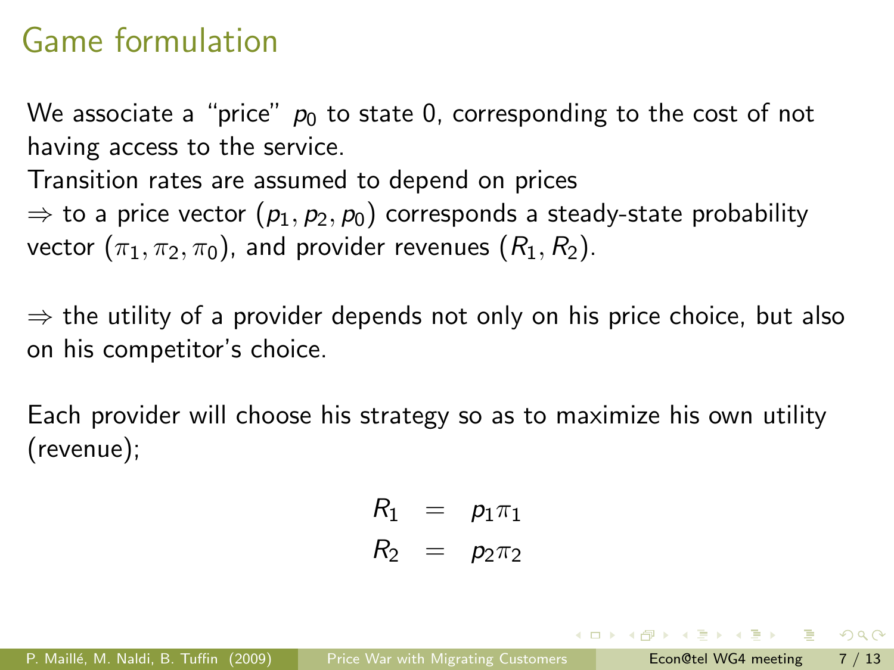# Game formulation

We associate a “price” $p_0$ to state 0, corresponding to the cost of not having access to the service.

Transition rates are assumed to depend on prices

$\Rightarrow$ to a price vector $(p_1, p_2, p_0)$ corresponds a steady-state probability vector $(\pi_1, \pi_2, \pi_0)$, and provider revenues $(R_1, R_2)$.

$\Rightarrow$ the utility of a provider depends not only on his price choice, but also on his competitor’s choice.

Each provider will choose his strategy so as to maximize his own utility (revenue);

$$
\begin{aligned}
R_1 &= p_1 \pi_1 \\
R_2 &= p_2 \pi_2
\end{aligned}
$$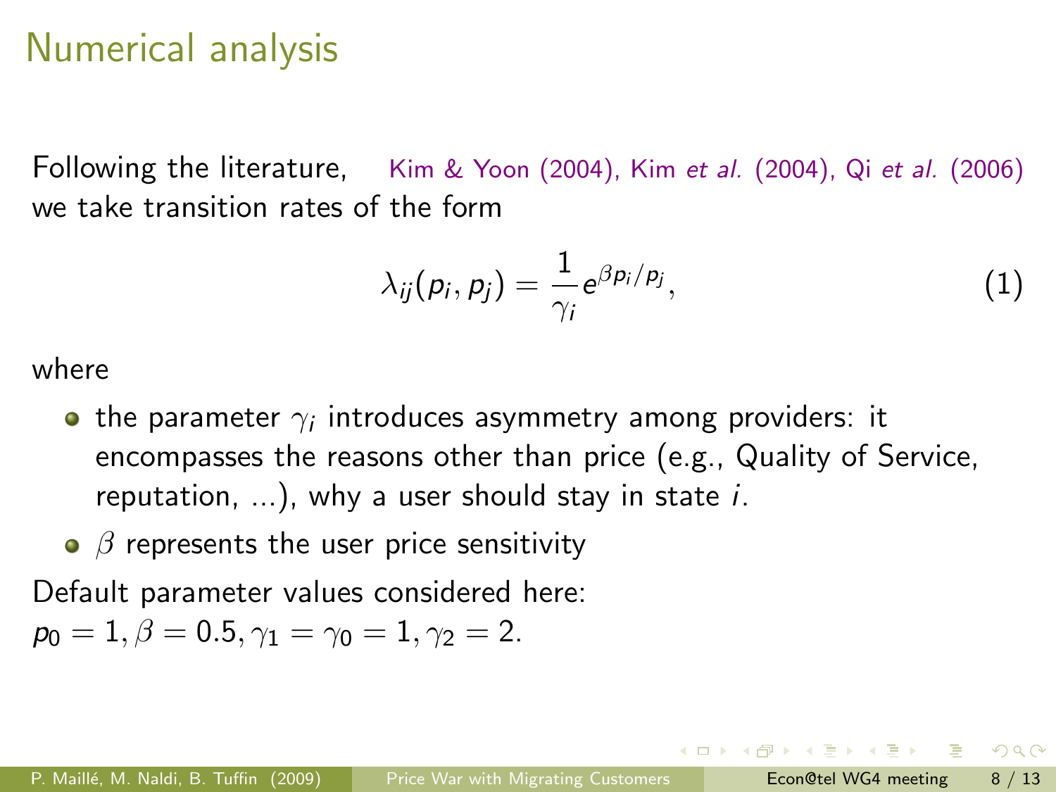# Numerical analysis

Following the literature, Kim & Yoon (2004), Kim *et al.* (2004), Qi *et al.* (2006) we take transition rates of the form

$$\lambda_{ij}(p_i, p_j) = \frac{1}{\gamma_i} e^{\beta p_i / p_j}, \tag{1}$$

where

- the parameter $\gamma_i$ introduces asymmetry among providers: it encompasses the reasons other than price (e.g., Quality of Service, reputation, ...), why a user should stay in state $i$.
- $\beta$ represents the user price sensitivity

Default parameter values considered here:
$p_0 = 1, \beta = 0.5, \gamma_1 = \gamma_0 = 1, \gamma_2 = 2.$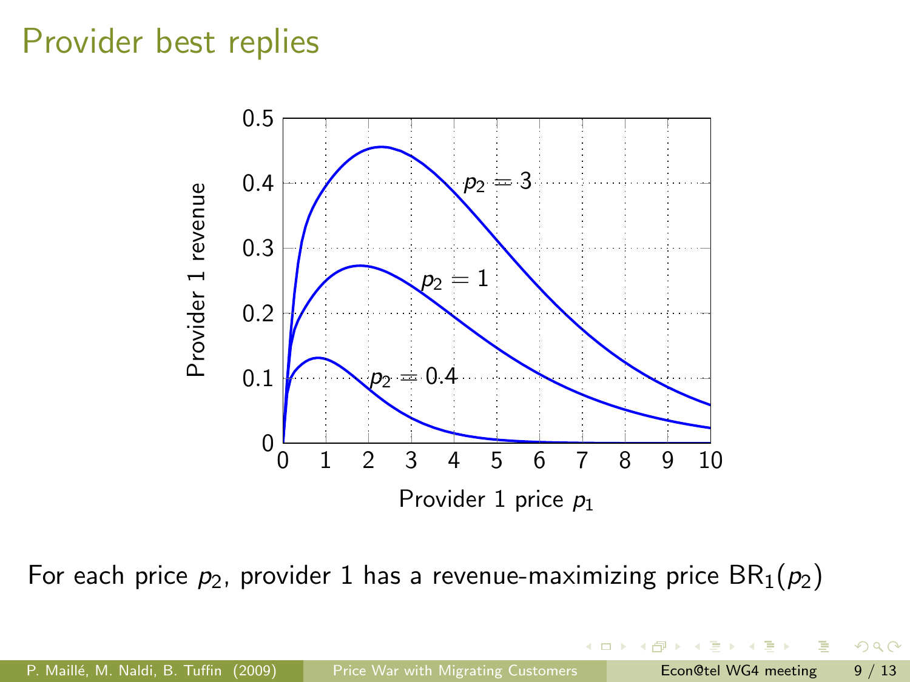# Provider best replies

For each price $p_2$, provider 1 has a revenue-maximizing price $\mathrm{BR}_1(p_2)$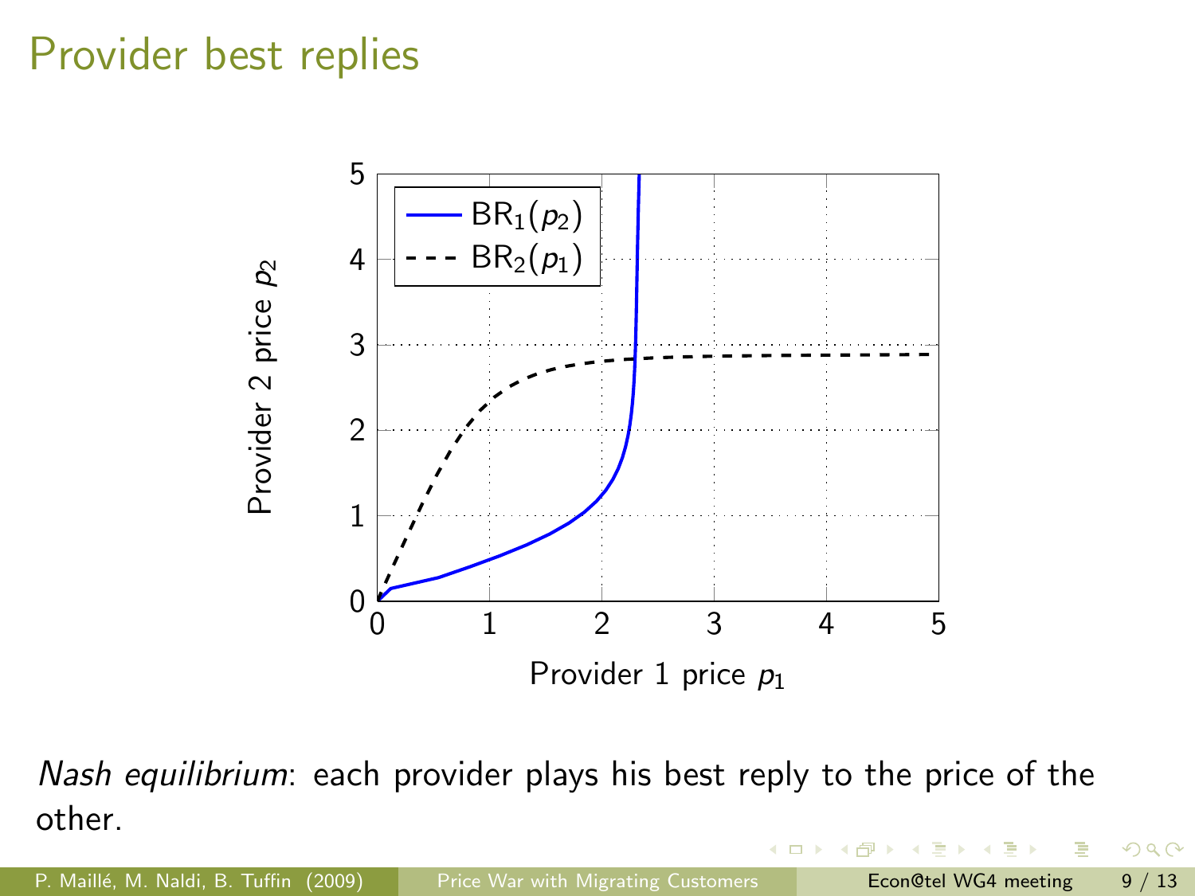# Provider best replies

*Nash equilibrium*: each provider plays his best reply to the price of the other.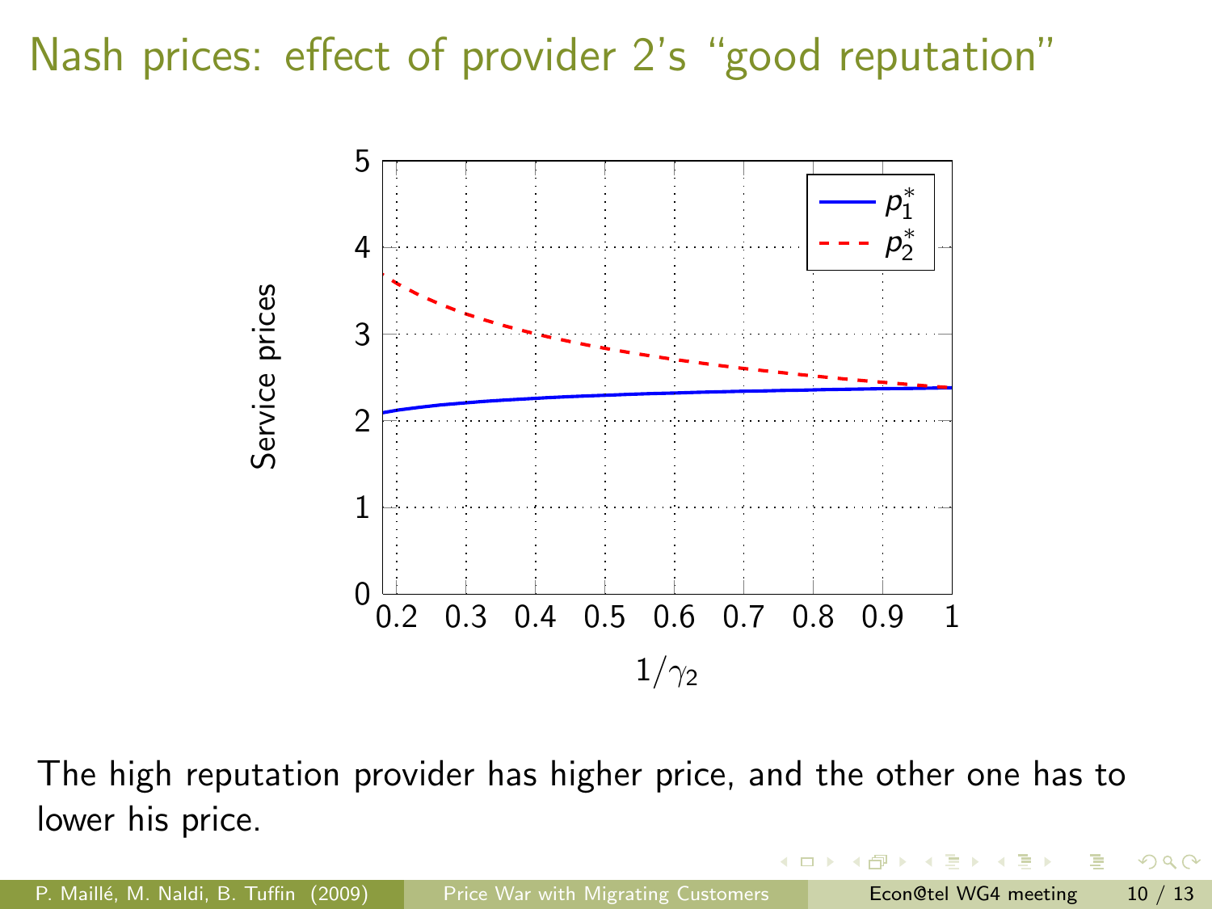# Nash prices: effect of provider 2's "good reputation"

The high reputation provider has higher price, and the other one has to lower his price.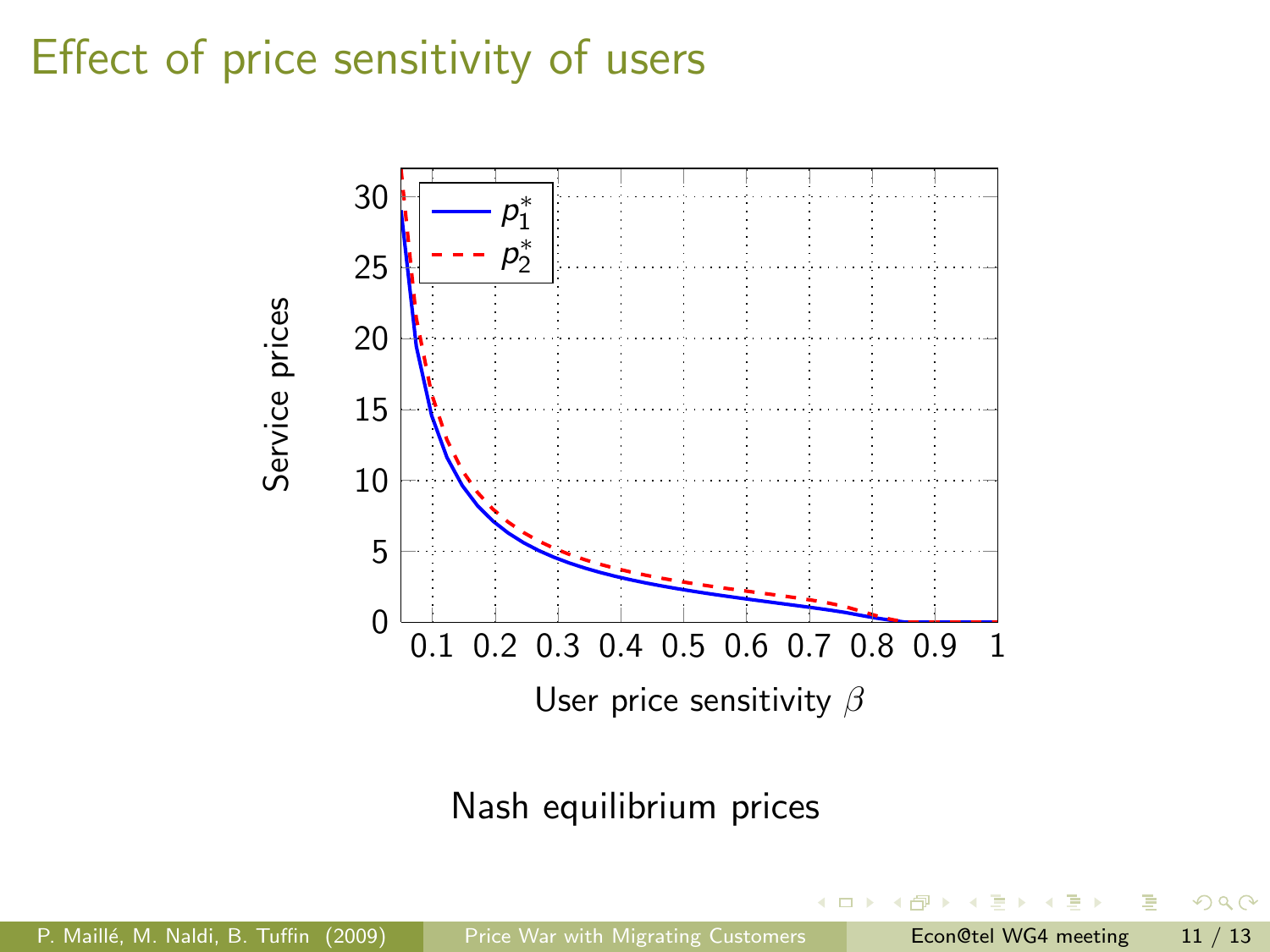# Effect of price sensitivity of users

Nash equilibrium prices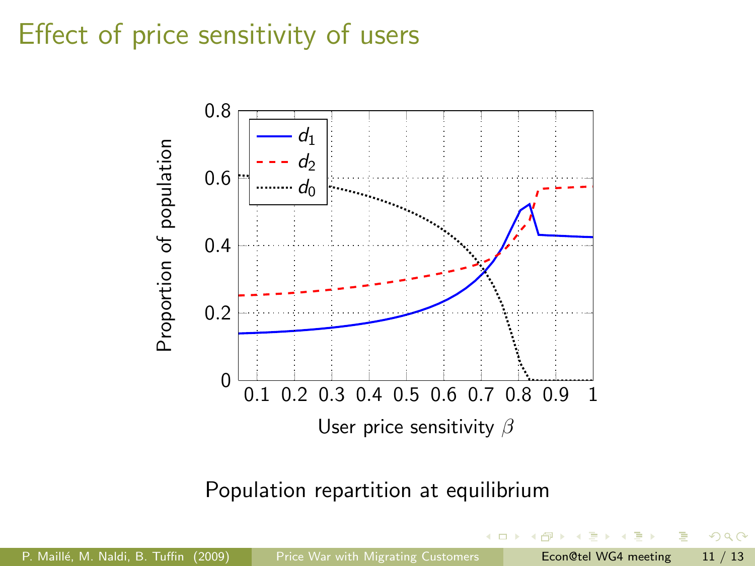# Effect of price sensitivity of users

Population repartition at equilibrium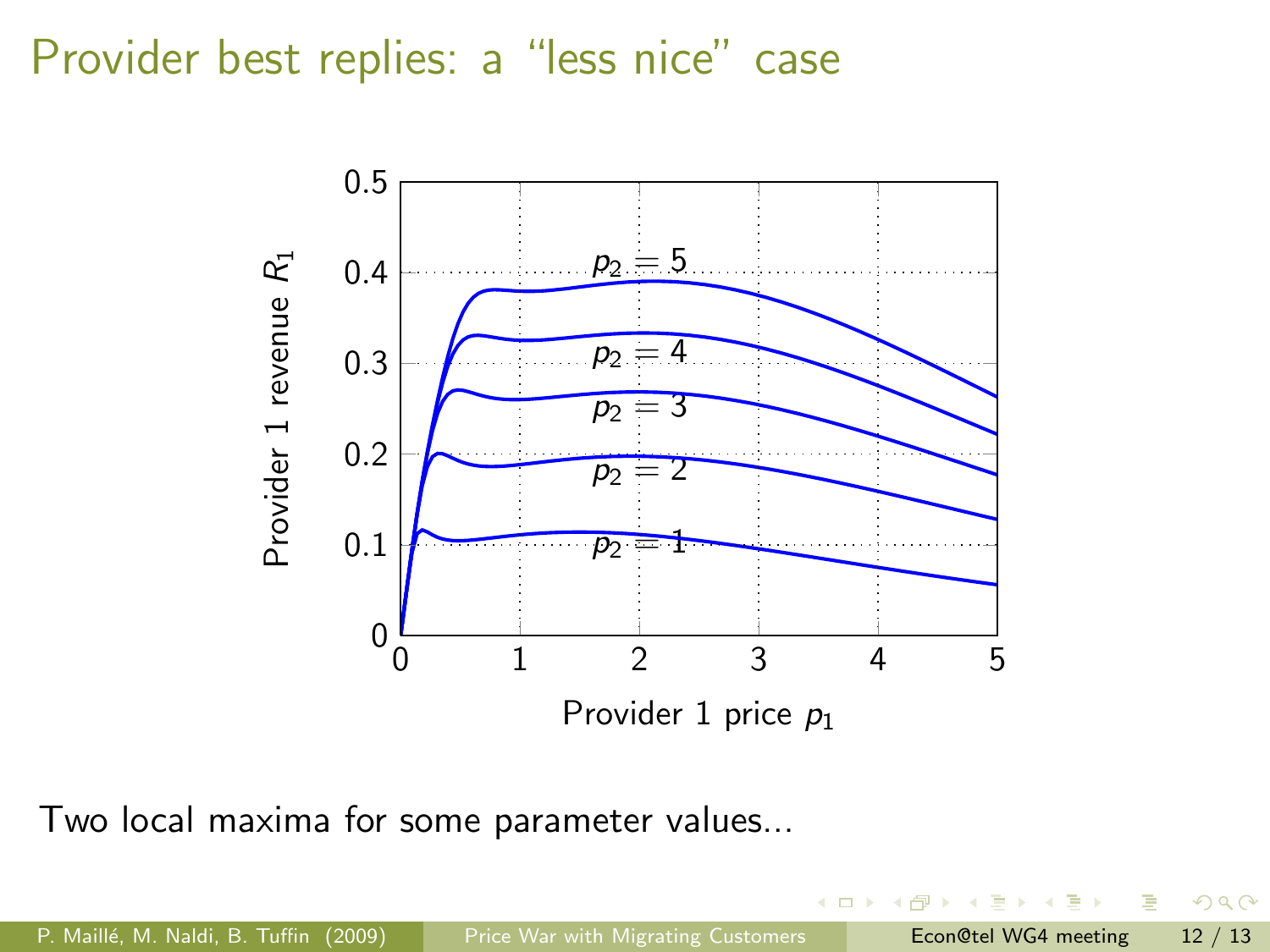# Provider best replies: a "less nice" case

Two local maxima for some parameter values...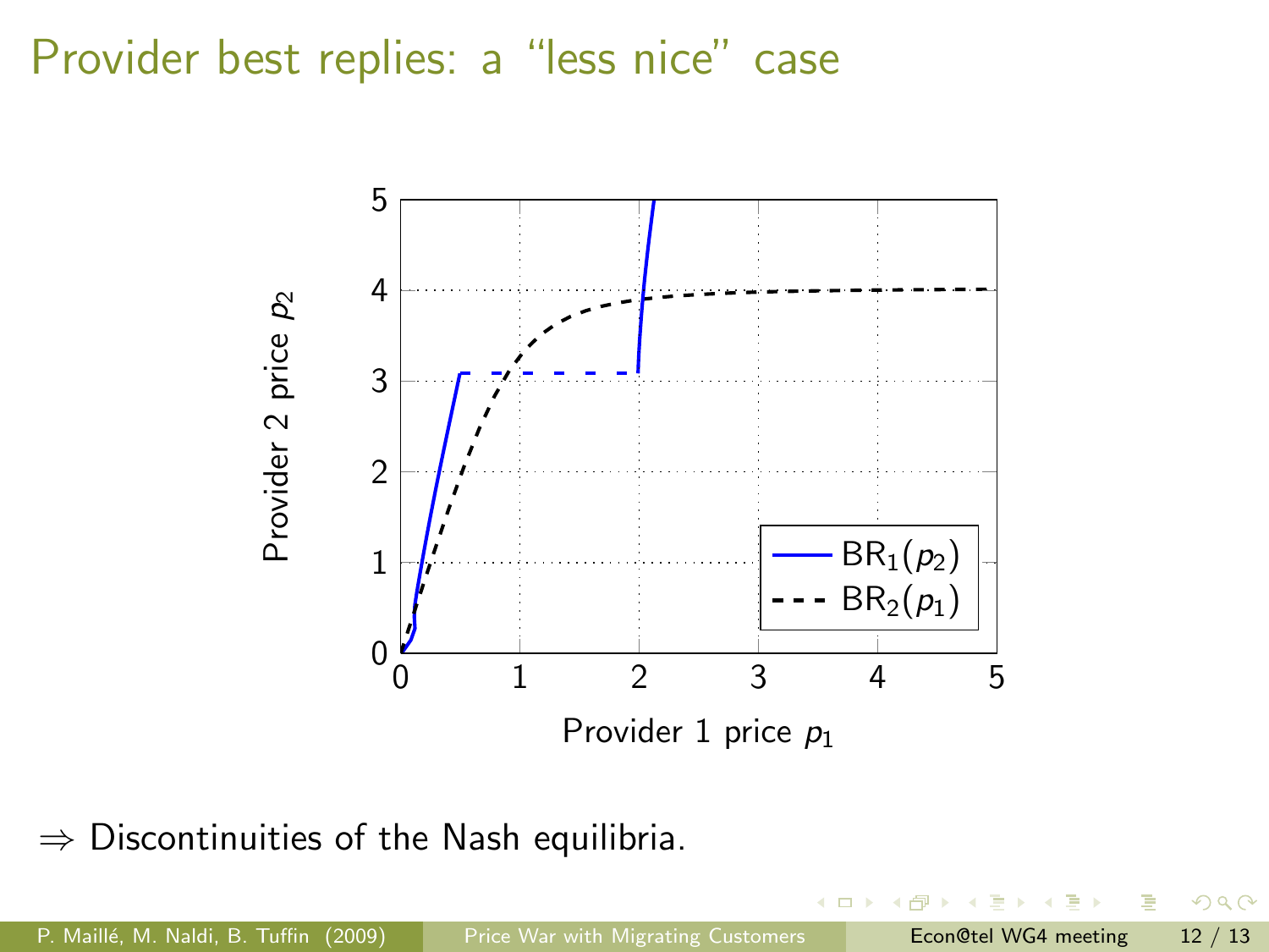# Provider best replies: a "less nice" case

$\Rightarrow$ Discontinuities of the Nash equilibria.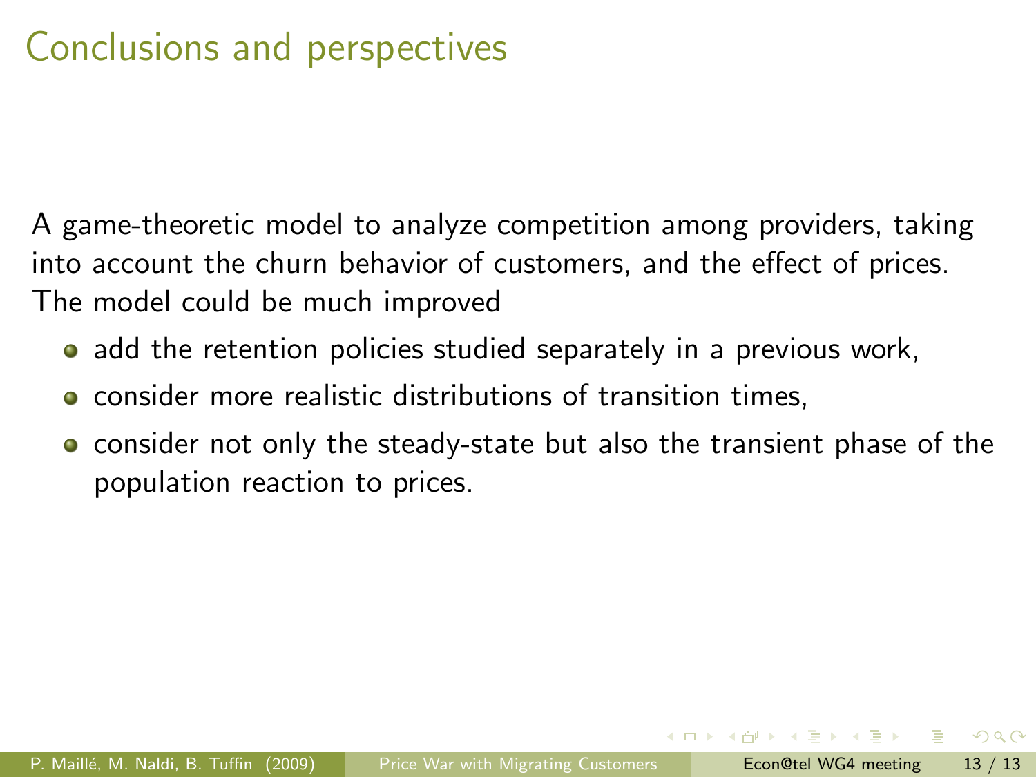# Conclusions and perspectives

A game-theoretic model to analyze competition among providers, taking into account the churn behavior of customers, and the effect of prices. The model could be much improved

- add the retention policies studied separately in a previous work,
- consider more realistic distributions of transition times,
- consider not only the steady-state but also the transient phase of the population reaction to prices.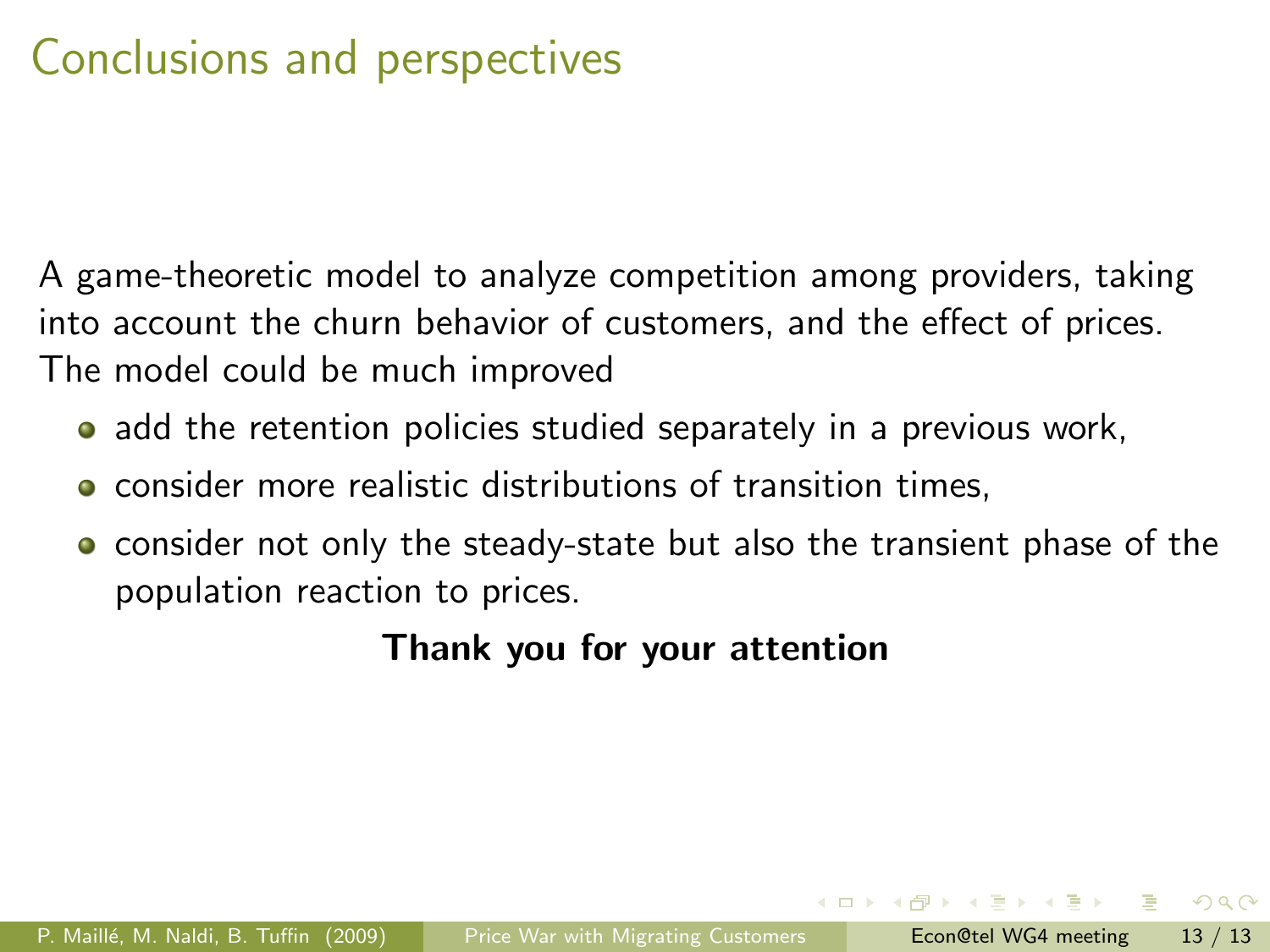# Conclusions and perspectives

A game-theoretic model to analyze competition among providers, taking into account the churn behavior of customers, and the effect of prices. The model could be much improved

- add the retention policies studied separately in a previous work,
- consider more realistic distributions of transition times,
- consider not only the steady-state but also the transient phase of the population reaction to prices.

**Thank you for your attention**